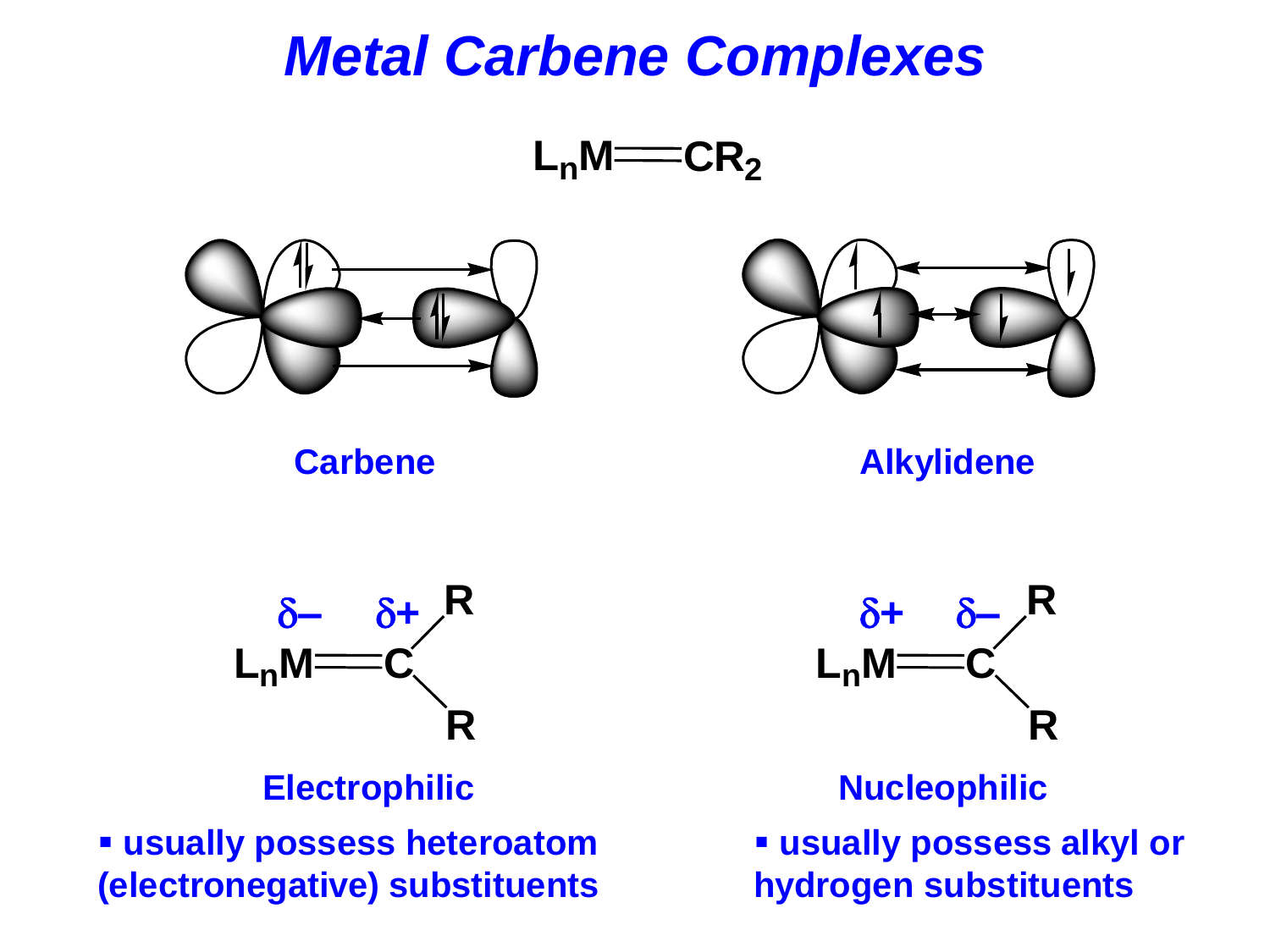# *Metal Carbene Complexes*

$L_nM{=}CR_2$

**Carbene** | **Alkylidene**

$\delta-$ $\delta+$
$L_nM{=}CR_2$

**Electrophilic**

- **usually possess heteroatom (electronegative) substituents**

$\delta+$ $\delta-$
$L_nM{=}CR_2$

**Nucleophilic**

- **usually possess alkyl or hydrogen substituents**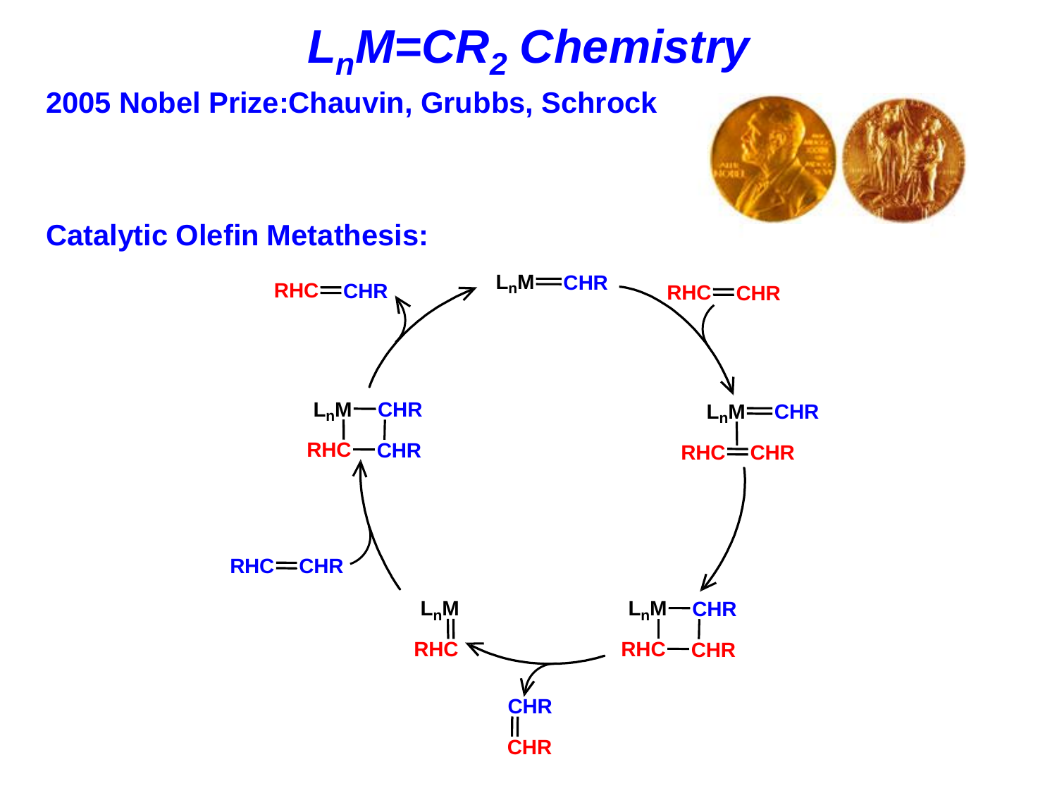# $L_nM{=}CR_2$ Chemistry

**2005 Nobel Prize: Chauvin, Grubbs, Schrock**

**Catalytic Olefin Metathesis:**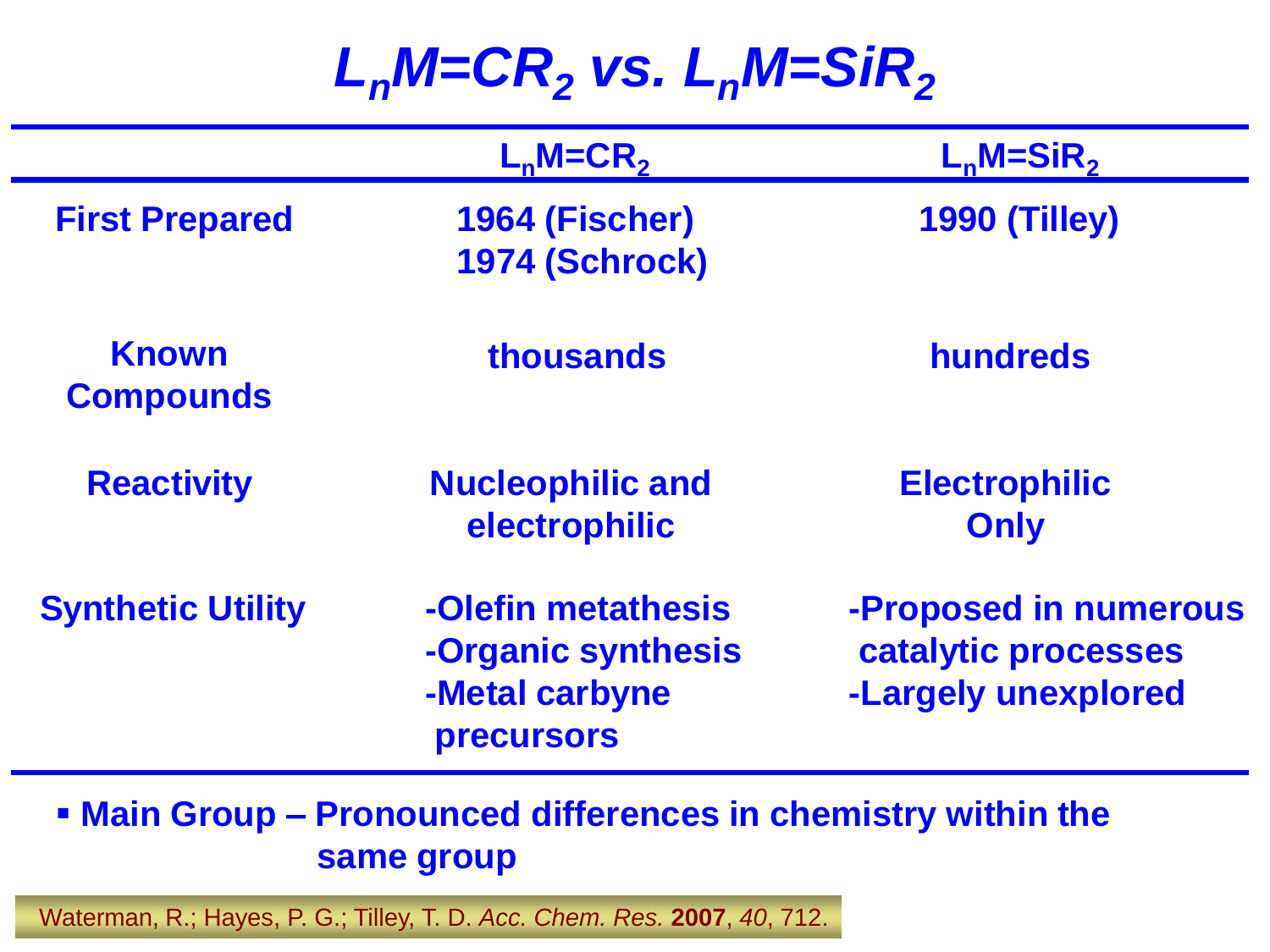# $L_nM{=}CR_2$ vs. $L_nM{=}SiR_2$

| | $L_nM{=}CR_2$ | $L_nM{=}SiR_2$ |
|---|---|---|
| **First Prepared** | **1964 (Fischer)**<br>**1974 (Schrock)** | **1990 (Tilley)** |
| **Known Compounds** | **thousands** | **hundreds** |
| **Reactivity** | **Nucleophilic and electrophilic** | **Electrophilic Only** |
| **Synthetic Utility** | **-Olefin metathesis**<br>**-Organic synthesis**<br>**-Metal carbyne precursors** | **-Proposed in numerous catalytic processes**<br>**-Largely unexplored** |

- **Main Group – Pronounced differences in chemistry within the same group**

Waterman, R.; Hayes, P. G.; Tilley, T. D. *Acc. Chem. Res.* **2007**, *40*, 712.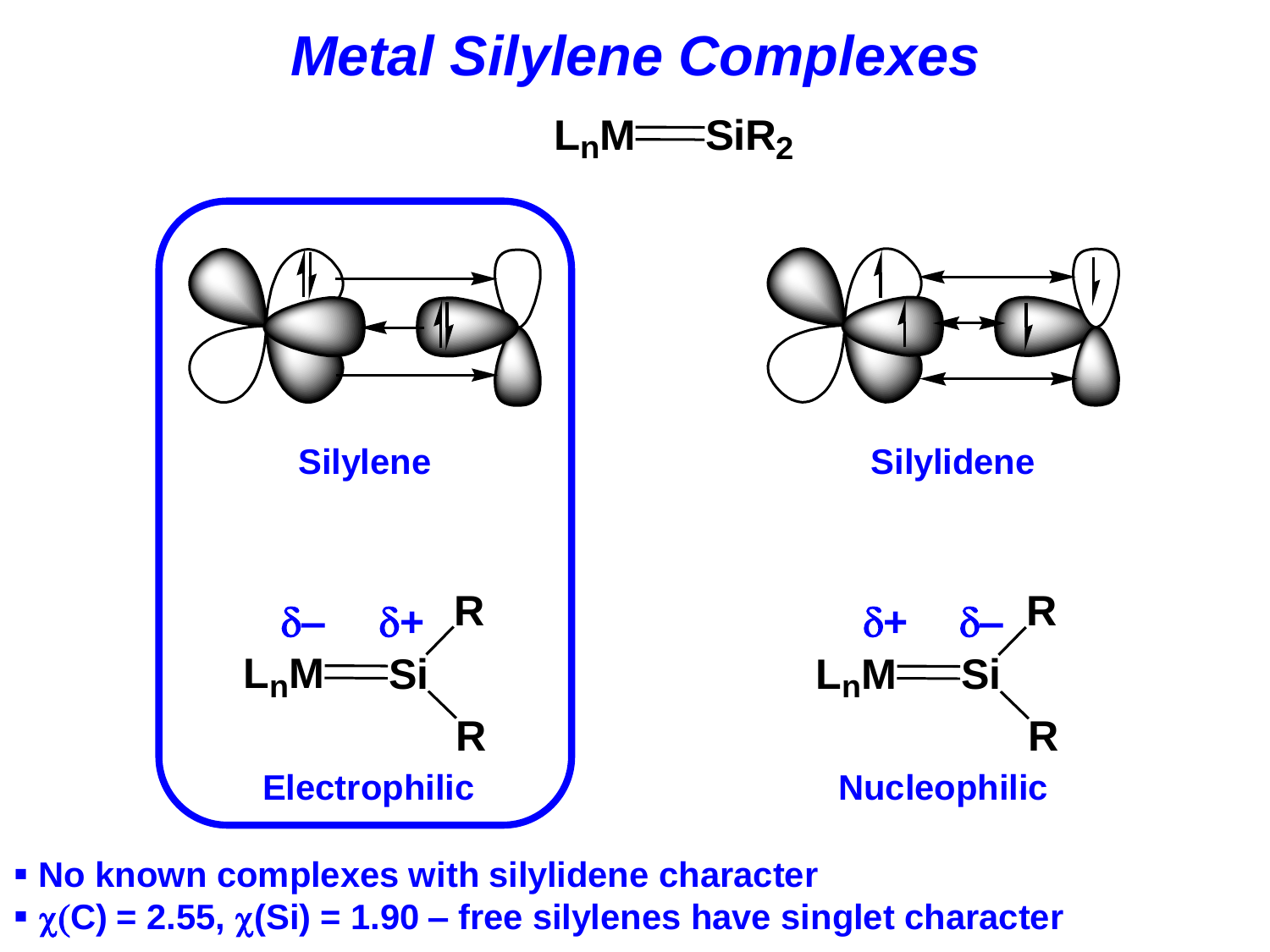# *Metal Silylene Complexes*

$L_nM{=}SiR_2$

**Silylene**

$\delta-$ $\delta+$

$L_nM{=}SiR_2$

**Electrophilic**

**Silylidene**

$\delta+$ $\delta-$

$L_nM{=}SiR_2$

**Nucleophilic**

- **No known complexes with silylidene character**
- **$\chi$(C) = 2.55, $\chi$(Si) = 1.90 – free silylenes have singlet character**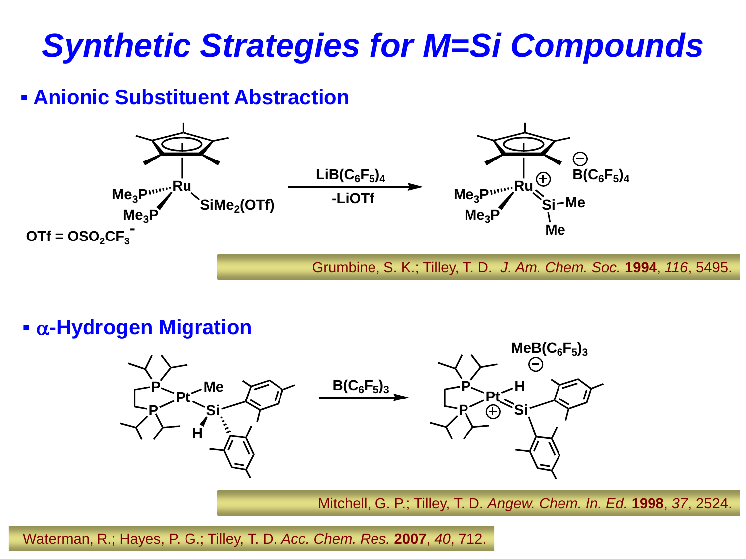# Synthetic Strategies for M=Si Compounds

- **Anionic Substituent Abstraction**

$Cp^*Ru(PMe_3)_2SiMe_2(OTf)$ $\xrightarrow[-LiOTf]{LiB(C_6F_5)_4}$ $[Cp^*Ru(PMe_3)_2(=SiMe_2)]^+ \; B(C_6F_5)_4^-$

OTf = $OSO_2CF_3^-$

Grumbine, S. K.; Tilley, T. D. *J. Am. Chem. Soc.* **1994**, *116*, 5495.

- **α-Hydrogen Migration**

$(dippe)Pt(Me)(SiHMes_2)$ $\xrightarrow{B(C_6F_5)_3}$ $[(dippe)Pt(H)(=SiMes_2)]^+ \; MeB(C_6F_5)_3^-$

Mitchell, G. P.; Tilley, T. D. *Angew. Chem. In. Ed.* **1998**, *37*, 2524.

Waterman, R.; Hayes, P. G.; Tilley, T. D. *Acc. Chem. Res.* **2007**, *40*, 712.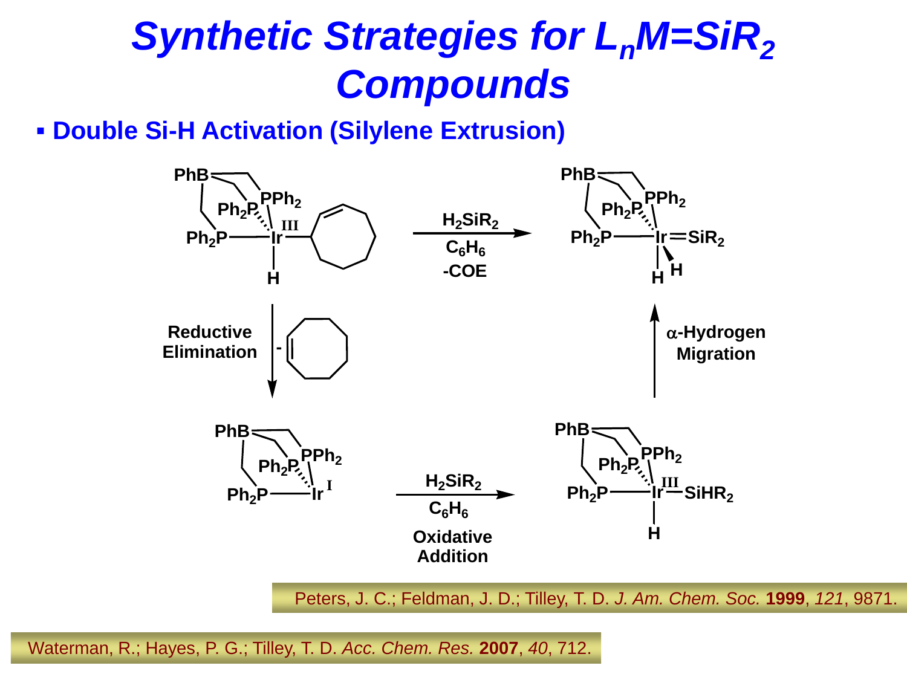# Synthetic Strategies for $L_nM{=}SiR_2$ Compounds

- **Double Si-H Activation (Silylene Extrusion)**

$H_2SiR_2$

$C_6H_6$

-COE

Reductive Elimination

$\alpha$-Hydrogen Migration

$H_2SiR_2$

$C_6H_6$

Oxidative Addition

Peters, J. C.; Feldman, J. D.; Tilley, T. D. *J. Am. Chem. Soc.* **1999**, *121*, 9871.

Waterman, R.; Hayes, P. G.; Tilley, T. D. *Acc. Chem. Res.* **2007**, *40*, 712.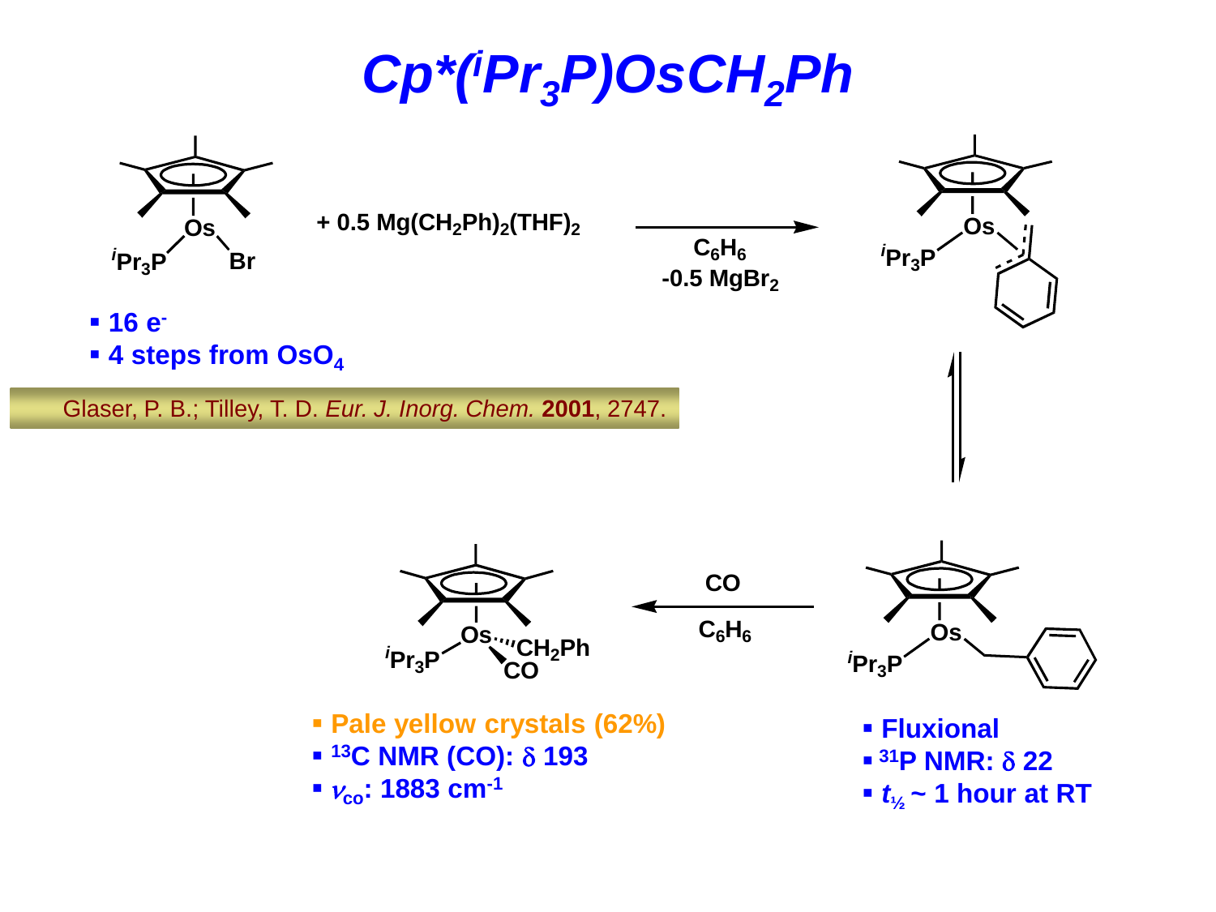# $Cp^*(^iPr_3P)OsCH_2Ph$

$Cp^*(^iPr_3P)OsBr$ + 0.5 $Mg(CH_2Ph)_2(THF)_2$ → ($C_6H_6$, -0.5 $MgBr_2$) → $Cp^*(^iPr_3P)Os(\eta^3\text{-}CH_2Ph)$ ⇌ $Cp^*(^iPr_3P)OsCH_2Ph$ → (CO, $C_6H_6$) → $Cp^*(^iPr_3P)Os(CO)CH_2Ph$

- 16 $e^-$
- 4 steps from $OsO_4$

Glaser, P. B.; Tilley, T. D. *Eur. J. Inorg. Chem.* **2001**, 2747.

- Fluxional
- $^{31}P$ NMR: $\delta$ 22
- $t_{1/2}$ ~ 1 hour at RT

- Pale yellow crystals (62%)
- $^{13}C$ NMR (CO): $\delta$ 193
- $\nu_{CO}$: 1883 $cm^{-1}$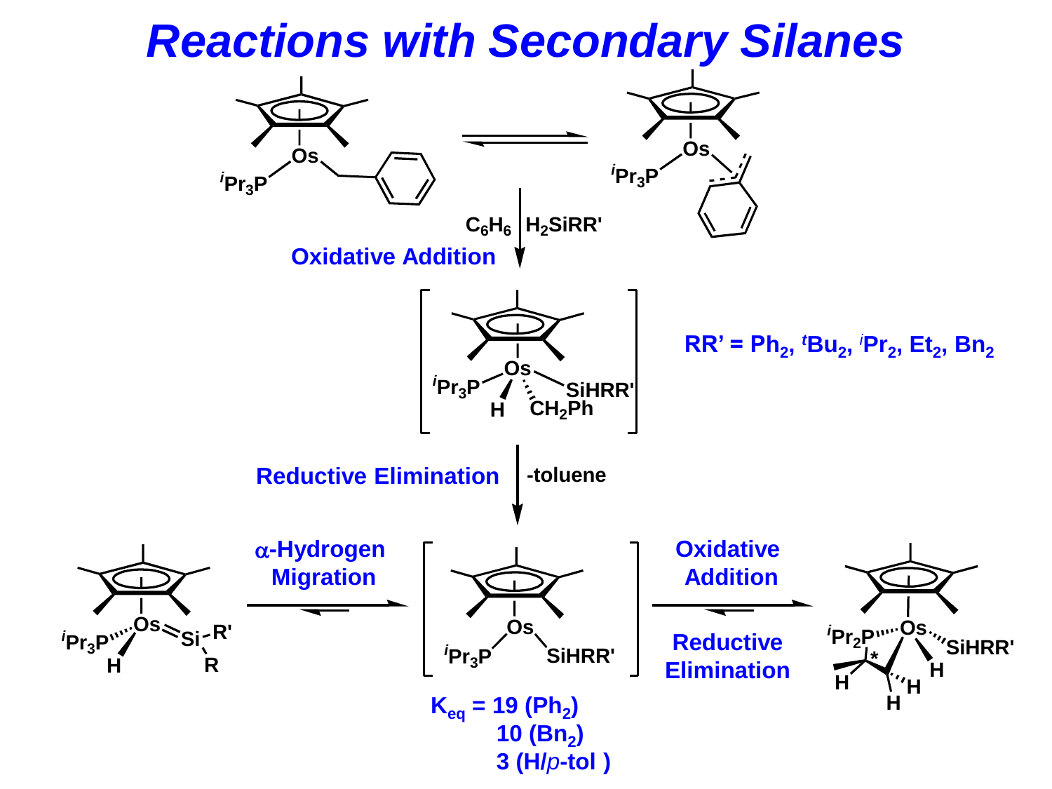# Reactions with Secondary Silanes

$C_6H_6$ | $H_2SiRR'$

Oxidative Addition

RR' = $Ph_2$, $^tBu_2$, $^iPr_2$, $Et_2$, $Bn_2$

Reductive Elimination

-toluene

α-Hydrogen Migration

Oxidative Addition

Reductive Elimination

$K_{eq}$ = 19 ($Ph_2$)

10 ($Bn_2$)

3 (H/*p*-tol )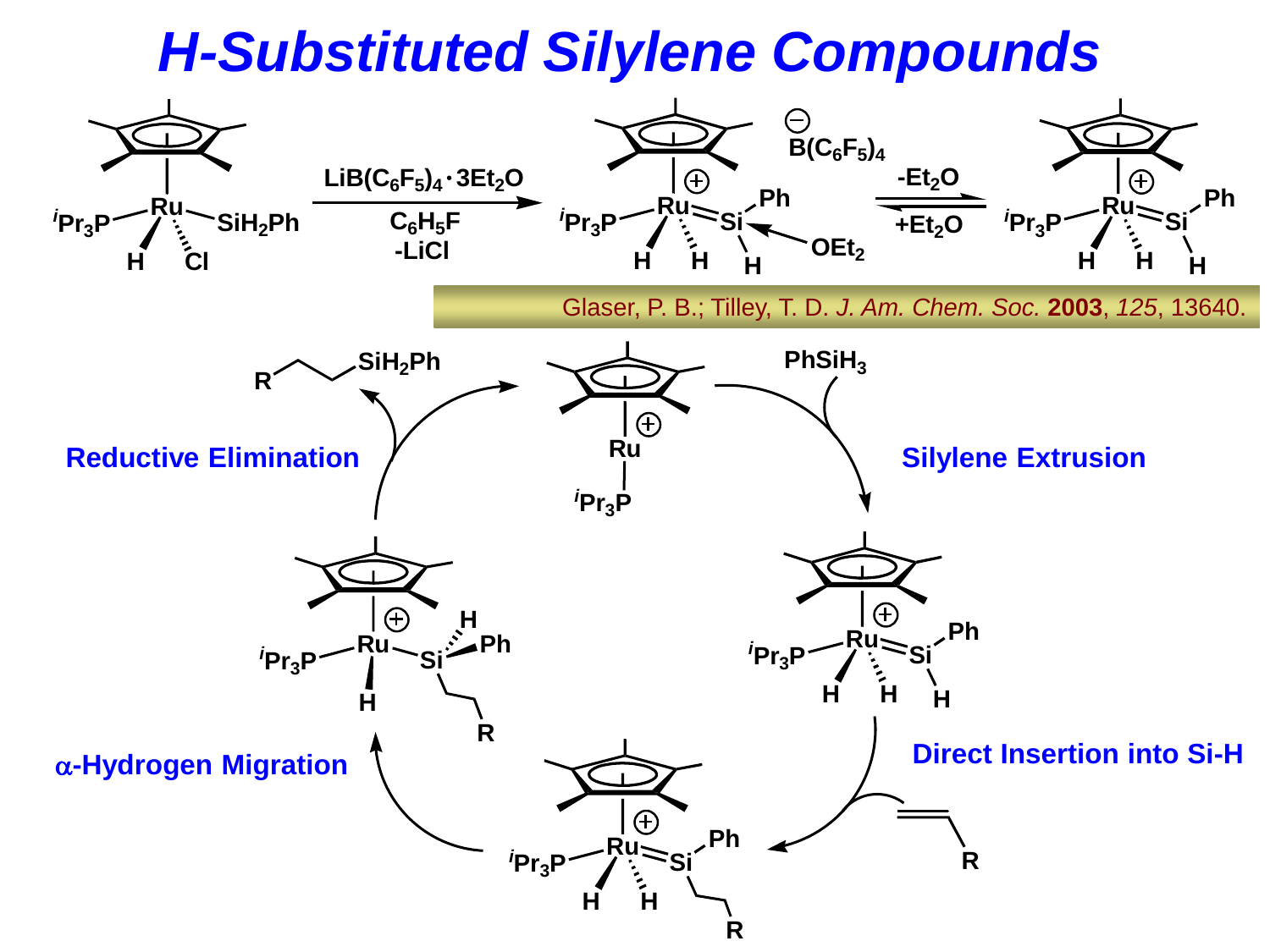# H-Substituted Silylene Compounds

$LiB(C_6F_5)_4 \cdot 3Et_2O$

$C_6H_5F$

$-LiCl$

$B(C_6F_5)_4$

$-Et_2O$

$+Et_2O$

Glaser, P. B.; Tilley, T. D. *J. Am. Chem. Soc.* **2003**, *125*, 13640.

$PhSiH_3$

Silylene Extrusion

Direct Insertion into Si-H

α-Hydrogen Migration

Reductive Elimination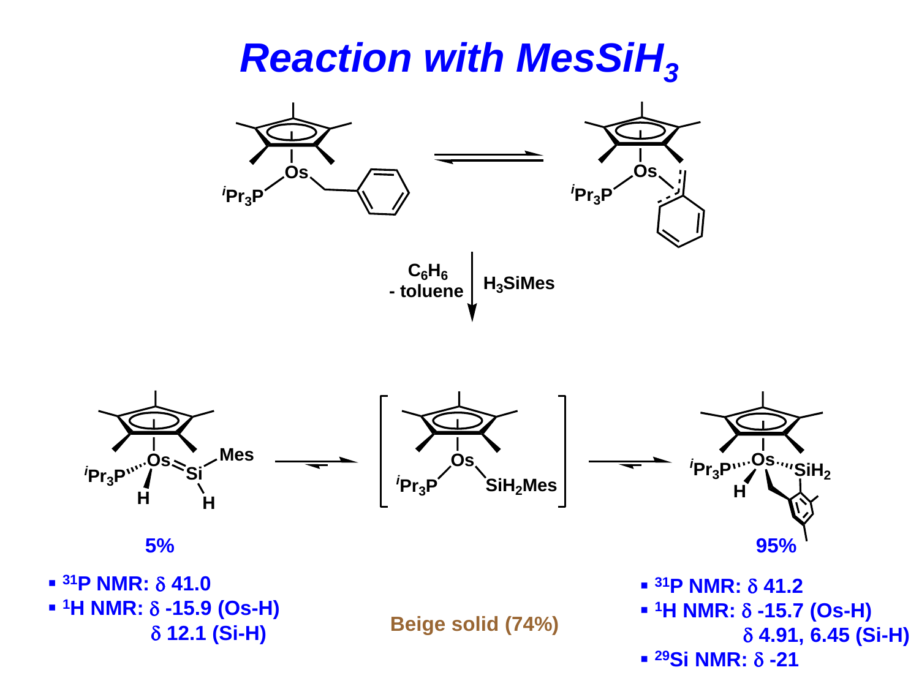# Reaction with $MesSiH_3$

$C_6H_6$
- toluene

$H_3SiMes$

$^iPr_3P$ — Os — $SiH_2Mes$

Beige solid (74%)

5%

- $^{31}P$ NMR: δ 41.0
- $^{1}H$ NMR: δ -15.9 (Os-H)
  δ 12.1 (Si-H)

95%

- $^{31}P$ NMR: δ 41.2
- $^{1}H$ NMR: δ -15.7 (Os-H)
  δ 4.91, 6.45 (Si-H)
- $^{29}Si$ NMR: δ -21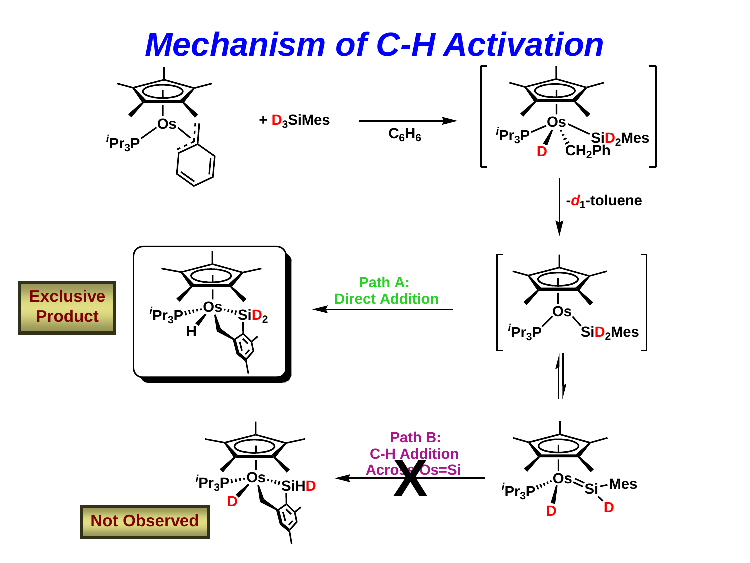# Mechanism of C-H Activation

+ $D_3SiMes$

$C_6H_6$

$-d_1$-toluene

Path A: Direct Addition

Exclusive Product

Path B: C-H Addition Across Os=Si

Not Observed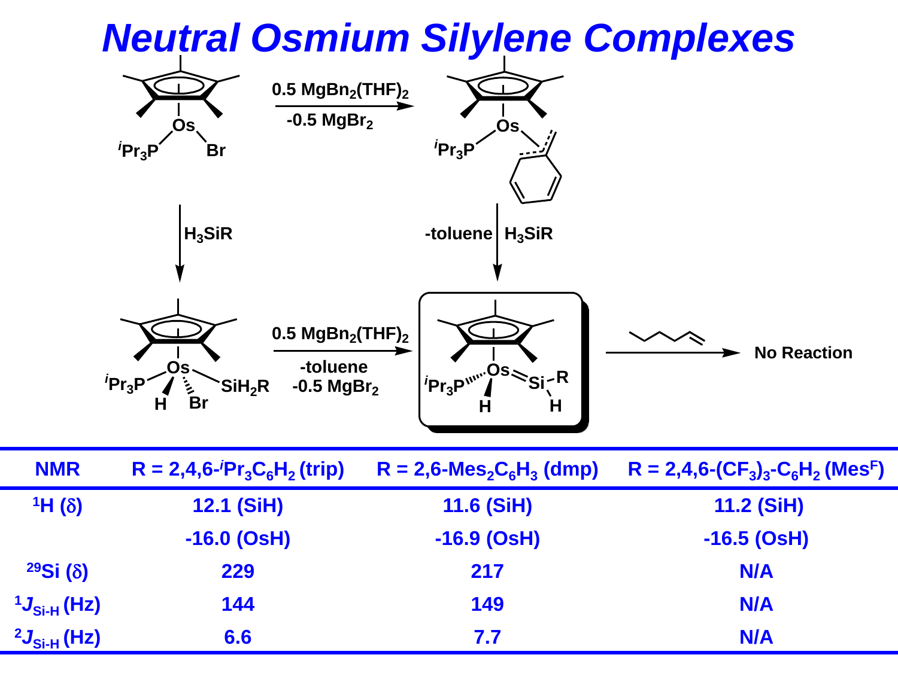# Neutral Osmium Silylene Complexes

$Cp^*Os(P^iPr_3)Br \xrightarrow[-0.5\ MgBr_2]{0.5\ MgBn_2(THF)_2} Cp^*Os(P^iPr_3)(\eta^3\text{-benzyl})$

$Cp^*Os(P^iPr_3)Br \xrightarrow{H_3SiR} Cp^*Os(P^iPr_3)(H)(Br)(SiH_2R)$

$Cp^*Os(P^iPr_3)(\eta^3\text{-benzyl}) \xrightarrow[-toluene]{H_3SiR} Cp^*(^iPr_3P)(H)Os{=}Si(H)R$

$Cp^*Os(P^iPr_3)(H)(Br)(SiH_2R) \xrightarrow[-toluene,\ -0.5\ MgBr_2]{0.5\ MgBn_2(THF)_2} Cp^*(^iPr_3P)(H)Os{=}Si(H)R$

$Cp^*(^iPr_3P)(H)Os{=}Si(H)R$ + 1-hexene → No Reaction

| NMR | R = 2,4,6-$^i$Pr$_3$C$_6$H$_2$ (trip) | R = 2,6-Mes$_2$C$_6$H$_3$ (dmp) | R = 2,4,6-(CF$_3$)$_3$-C$_6$H$_2$ (Mes$^F$) |
|---|---|---|---|
| $^1$H ($\delta$) | 12.1 (SiH) | 11.6 (SiH) | 11.2 (SiH) |
| | -16.0 (OsH) | -16.9 (OsH) | -16.5 (OsH) |
| $^{29}$Si ($\delta$) | 229 | 217 | N/A |
| $^1J_{Si\text{-}H}$ (Hz) | 144 | 149 | N/A |
| $^2J_{Si\text{-}H}$ (Hz) | 6.6 | 7.7 | N/A |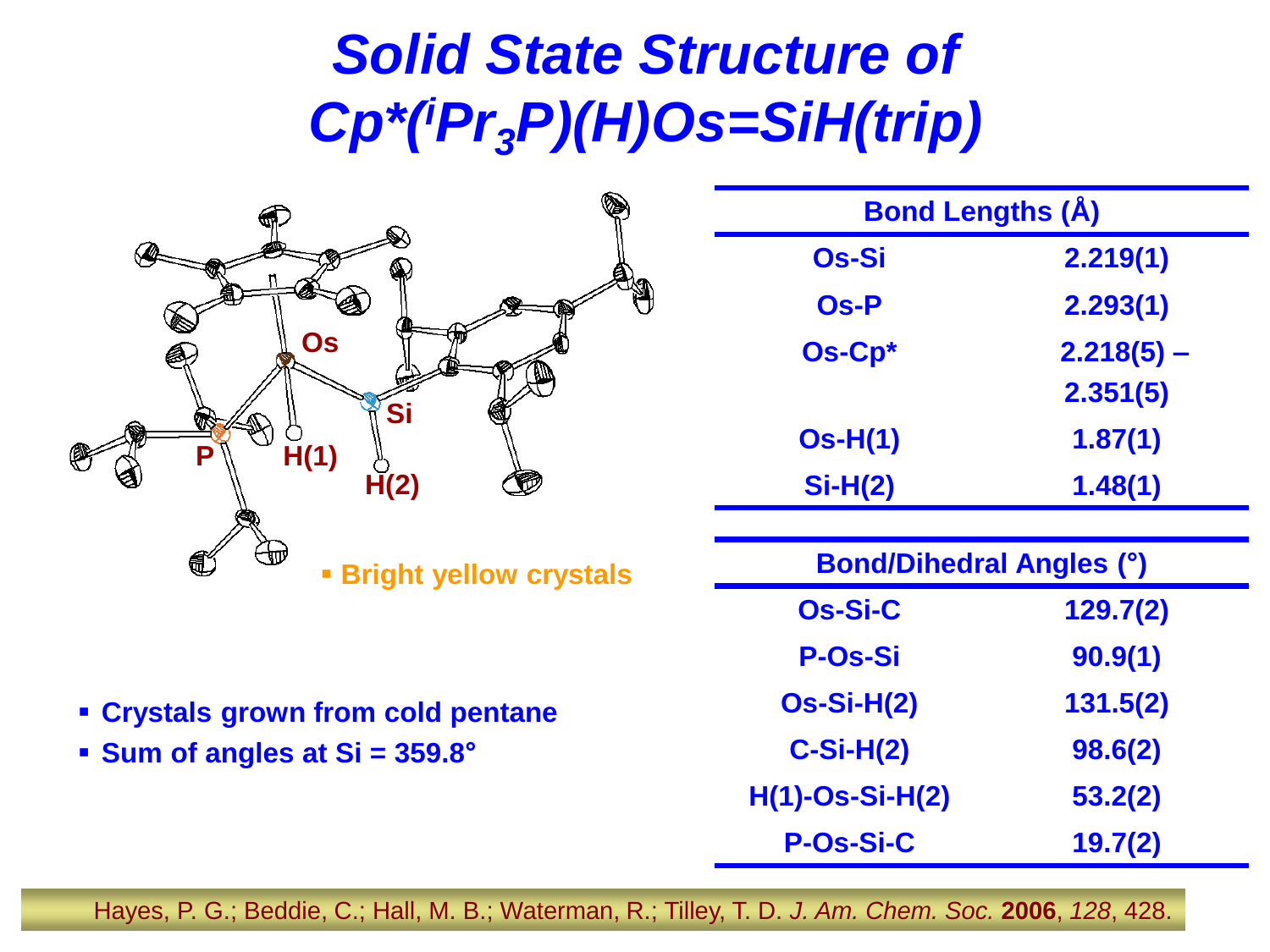# Solid State Structure of $Cp^*(^iPr_3P)(H)Os{=}SiH(trip)$

- Bright yellow crystals
- Crystals grown from cold pentane
- Sum of angles at Si = 359.8°

| Bond Lengths (Å) | |
|---|---|
| Os-Si | 2.219(1) |
| Os-P | 2.293(1) |
| Os-Cp* | 2.218(5) – 2.351(5) |
| Os-H(1) | 1.87(1) |
| Si-H(2) | 1.48(1) |

| Bond/Dihedral Angles (°) | |
|---|---|
| Os-Si-C | 129.7(2) |
| P-Os-Si | 90.9(1) |
| Os-Si-H(2) | 131.5(2) |
| C-Si-H(2) | 98.6(2) |
| H(1)-Os-Si-H(2) | 53.2(2) |
| P-Os-Si-C | 19.7(2) |

Hayes, P. G.; Beddie, C.; Hall, M. B.; Waterman, R.; Tilley, T. D. *J. Am. Chem. Soc.* **2006**, *128*, 428.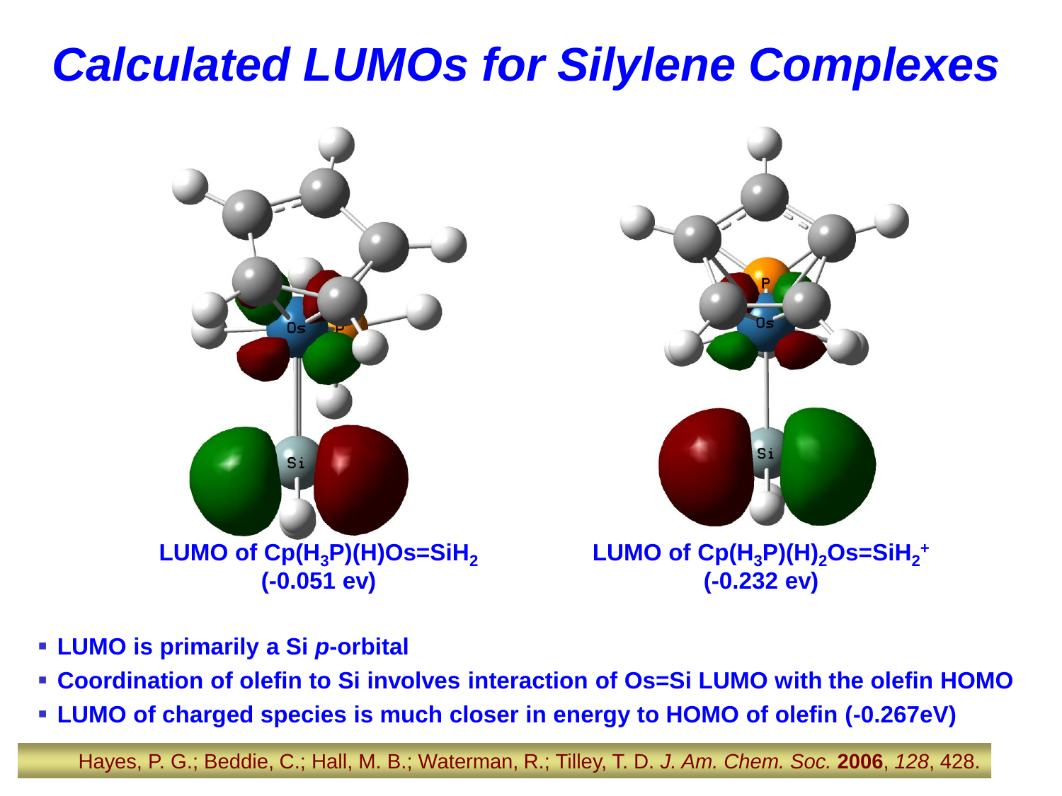# Calculated LUMOs for Silylene Complexes

LUMO of $Cp(H_3P)(H)Os{=}SiH_2$
(-0.051 ev)

LUMO of $Cp(H_3P)(H)_2Os{=}SiH_2^+$
(-0.232 ev)

- **LUMO is primarily a Si *p*-orbital**
- **Coordination of olefin to Si involves interaction of Os=Si LUMO with the olefin HOMO**
- **LUMO of charged species is much closer in energy to HOMO of olefin (-0.267eV)**

Hayes, P. G.; Beddie, C.; Hall, M. B.; Waterman, R.; Tilley, T. D. *J. Am. Chem. Soc.* **2006**, *128*, 428.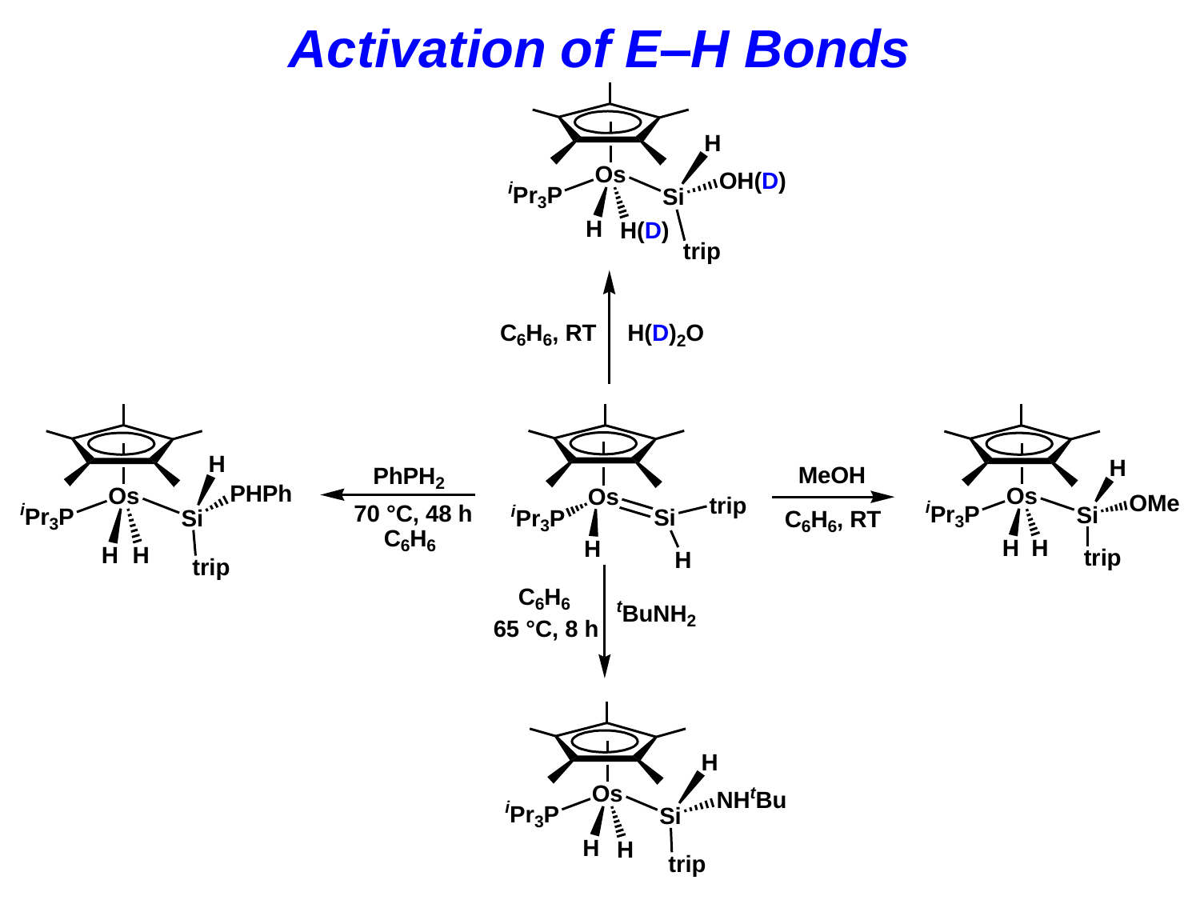# Activation of E–H Bonds

$Cp^*(^iPr_3P)(H)Os{=}Si(H)(trip)$

- $H(D)_2O$, $C_6H_6$, RT → $Cp^*(^iPr_3P)Os(H)(H(D))–Si(H)(OH(D))(trip)$
- MeOH, $C_6H_6$, RT → $Cp^*(^iPr_3P)Os(H)(H)–Si(H)(OMe)(trip)$
- $^tBuNH_2$, $C_6H_6$, 65 °C, 8 h → $Cp^*(^iPr_3P)Os(H)(H)–Si(H)(NH^tBu)(trip)$
- $PhPH_2$, 70 °C, 48 h, $C_6H_6$ → $Cp^*(^iPr_3P)Os(H)(H)–Si(H)(PHPh)(trip)$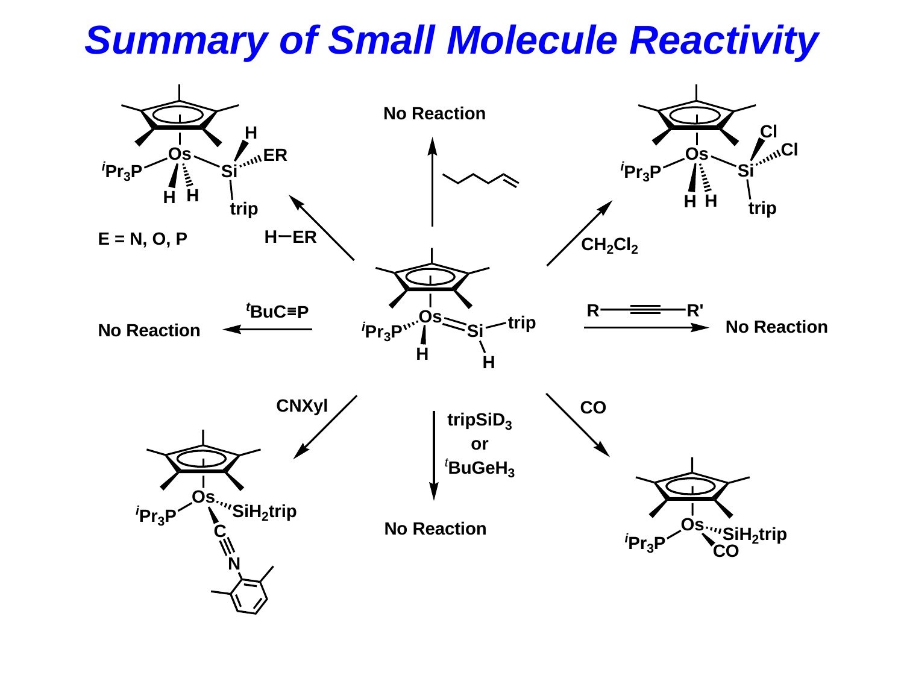# Summary of Small Molecule Reactivity

Central complex: $Cp^*(^iPr_3P)(H)Os{=}Si(H)trip$

- H–ER ($E$ = N, O, P) → $Cp^*(^iPr_3P)(H)_2Os{-}Si(H)(ER)trip$
- 1-hexene → No Reaction
- $CH_2Cl_2$ → $Cp^*(^iPr_3P)(H)_2Os{-}SiCl_2trip$
- $^tBuC{\equiv}P$ → No Reaction
- R–C≡C–R' → No Reaction
- CNXyl → $Cp^*(^iPr_3P)Os(SiH_2trip)(CNXyl)$
- $tripSiD_3$ or $^tBuGeH_3$ → No Reaction
- CO → $Cp^*(^iPr_3P)Os(SiH_2trip)(CO)$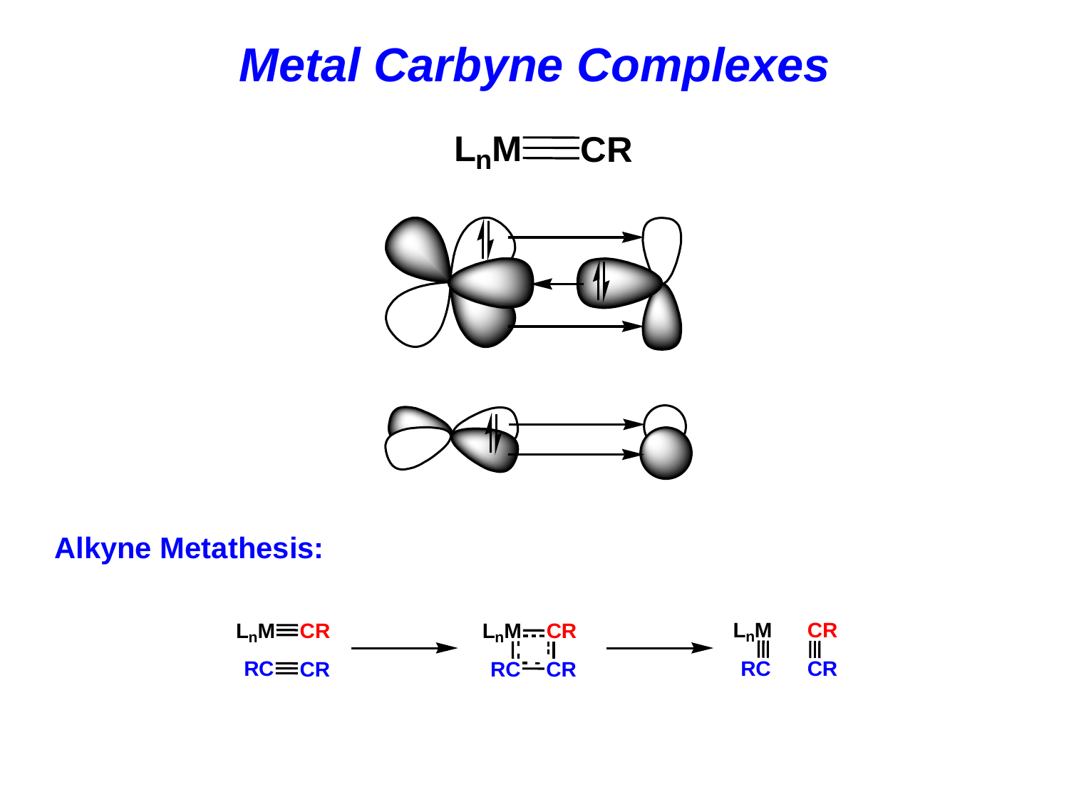# Metal Carbyne Complexes

$L_nM{\equiv}CR$

## Alkyne Metathesis:

$L_nM{\equiv}CR + RC{\equiv}CR \longrightarrow$ [metallacyclobutadiene: $L_nM$, CR, RC, CR] $\longrightarrow L_nM{\equiv}CR + RC{\equiv}CR$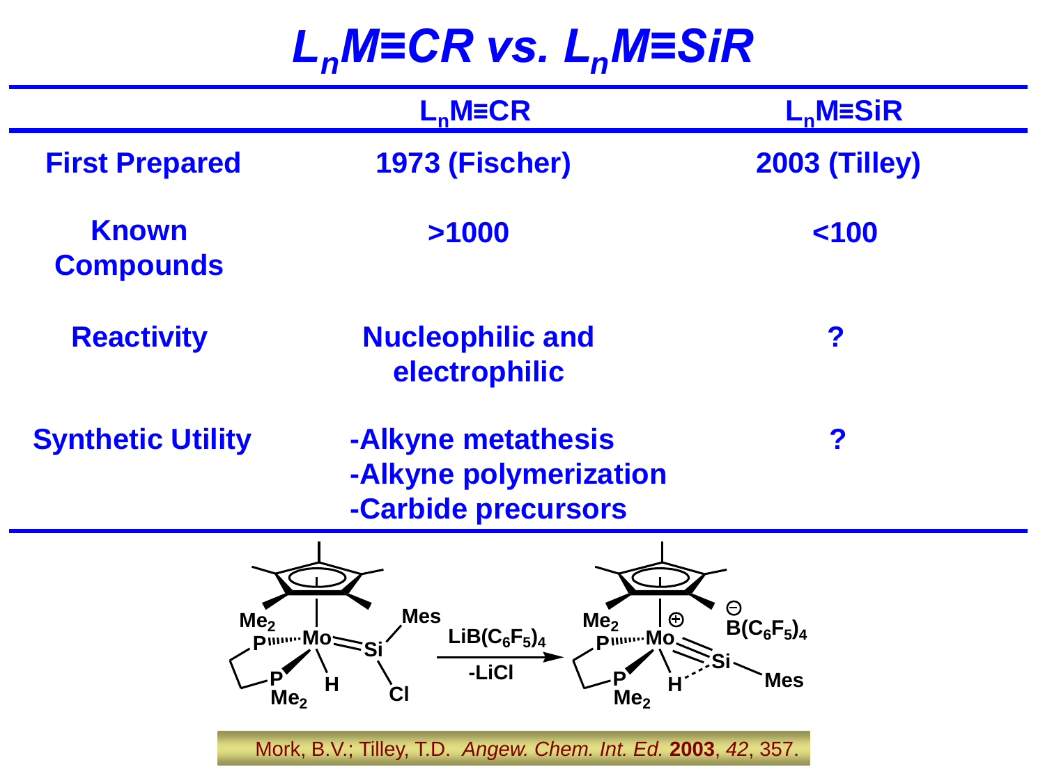# $L_nM\equiv CR$ vs. $L_nM\equiv SiR$

| | $L_nM\equiv CR$ | $L_nM\equiv SiR$ |
|---|---|---|
| **First Prepared** | 1973 (Fischer) | 2003 (Tilley) |
| **Known Compounds** | >1000 | <100 |
| **Reactivity** | Nucleophilic and electrophilic | ? |
| **Synthetic Utility** | -Alkyne metathesis<br>-Alkyne polymerization<br>-Carbide precursors | ? |

$Cp^*(Me_2PCH_2CH_2PMe_2)(H)Mo{=}Si(Mes)Cl \xrightarrow[-LiCl]{LiB(C_6F_5)_4} [Cp^*(Me_2PCH_2CH_2PMe_2)(H)Mo{\equiv}SiMes]^+ \; B(C_6F_5)_4^-$

Mork, B.V.; Tilley, T.D. *Angew. Chem. Int. Ed.* **2003**, *42*, 357.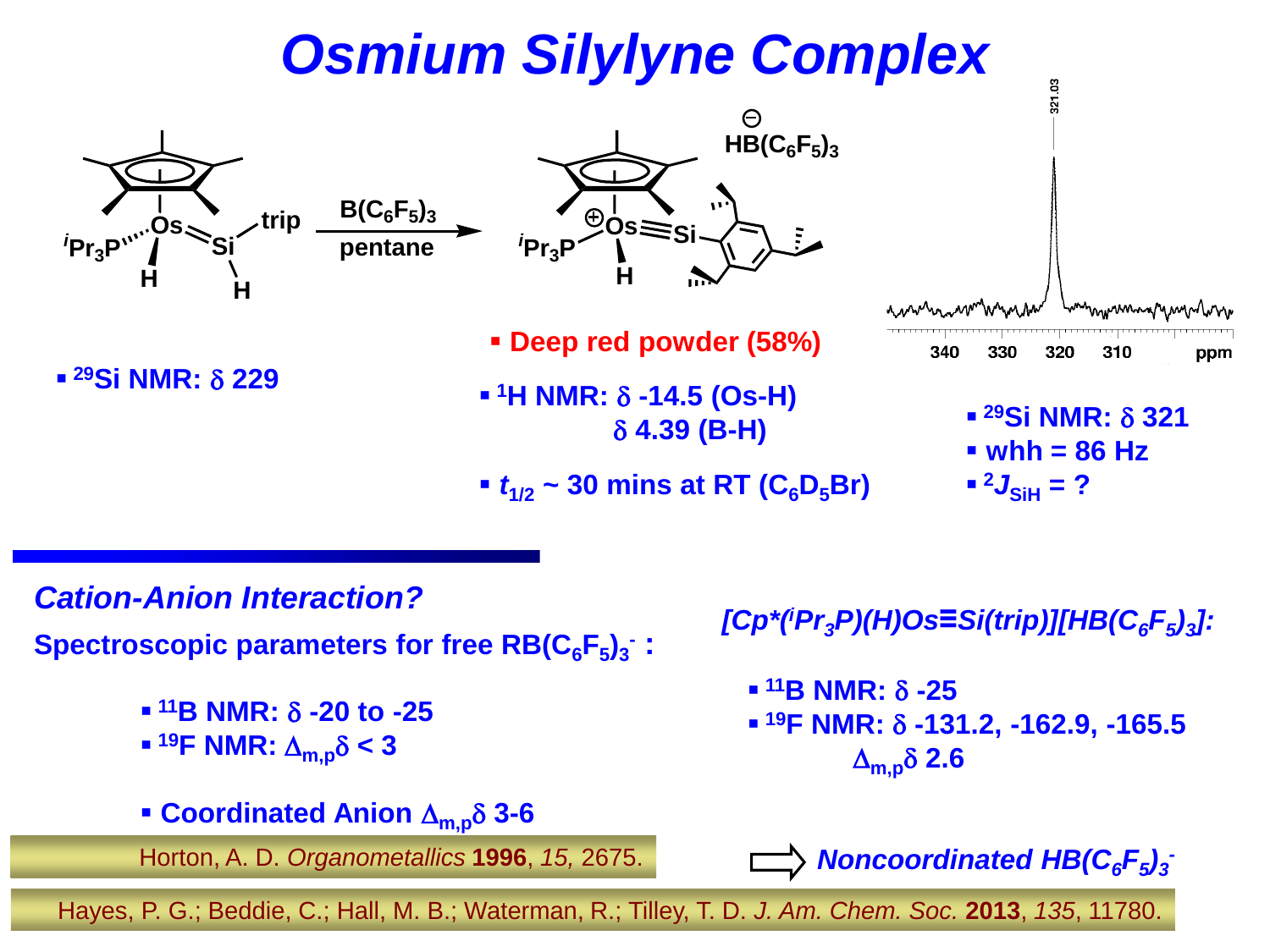# Osmium Silylyne Complex

$^{i}Pr_3P$(Cp*)(H)Os=Si(H)(trip) $\xrightarrow[\text{pentane}]{B(C_6F_5)_3}$ [Cp*($^{i}Pr_3P$)(H)Os≡Si(trip)]$^{+}$ $HB(C_6F_5)_3^{-}$

- $^{29}$Si NMR: δ 229

- **Deep red powder (58%)**
- $^{1}$H NMR: δ -14.5 (Os-H)
  δ 4.39 (B-H)
- $t_{1/2}$ ~ 30 mins at RT ($C_6D_5Br$)

- $^{29}$Si NMR: δ 321
- whh = 86 Hz
- $^{2}J_{SiH}$ = ?

## Cation-Anion Interaction?

**Spectroscopic parameters for free $RB(C_6F_5)_3^-$ :**

- $^{11}$B NMR: δ -20 to -25
- $^{19}$F NMR: $\Delta_{m,p}\delta$ < 3
- Coordinated Anion $\Delta_{m,p}\delta$ 3-6

Horton, A. D. *Organometallics* **1996**, *15,* 2675.

*[Cp*($^{i}Pr_3$P)(H)Os≡Si(trip)][$HB(C_6F_5)_3$]:*

- $^{11}$B NMR: δ -25
- $^{19}$F NMR: δ -131.2, -162.9, -165.5
  $\Delta_{m,p}\delta$ 2.6

⇨ *Noncoordinated $HB(C_6F_5)_3^-$*

Hayes, P. G.; Beddie, C.; Hall, M. B.; Waterman, R.; Tilley, T. D. *J. Am. Chem. Soc.* **2013**, *135*, 11780.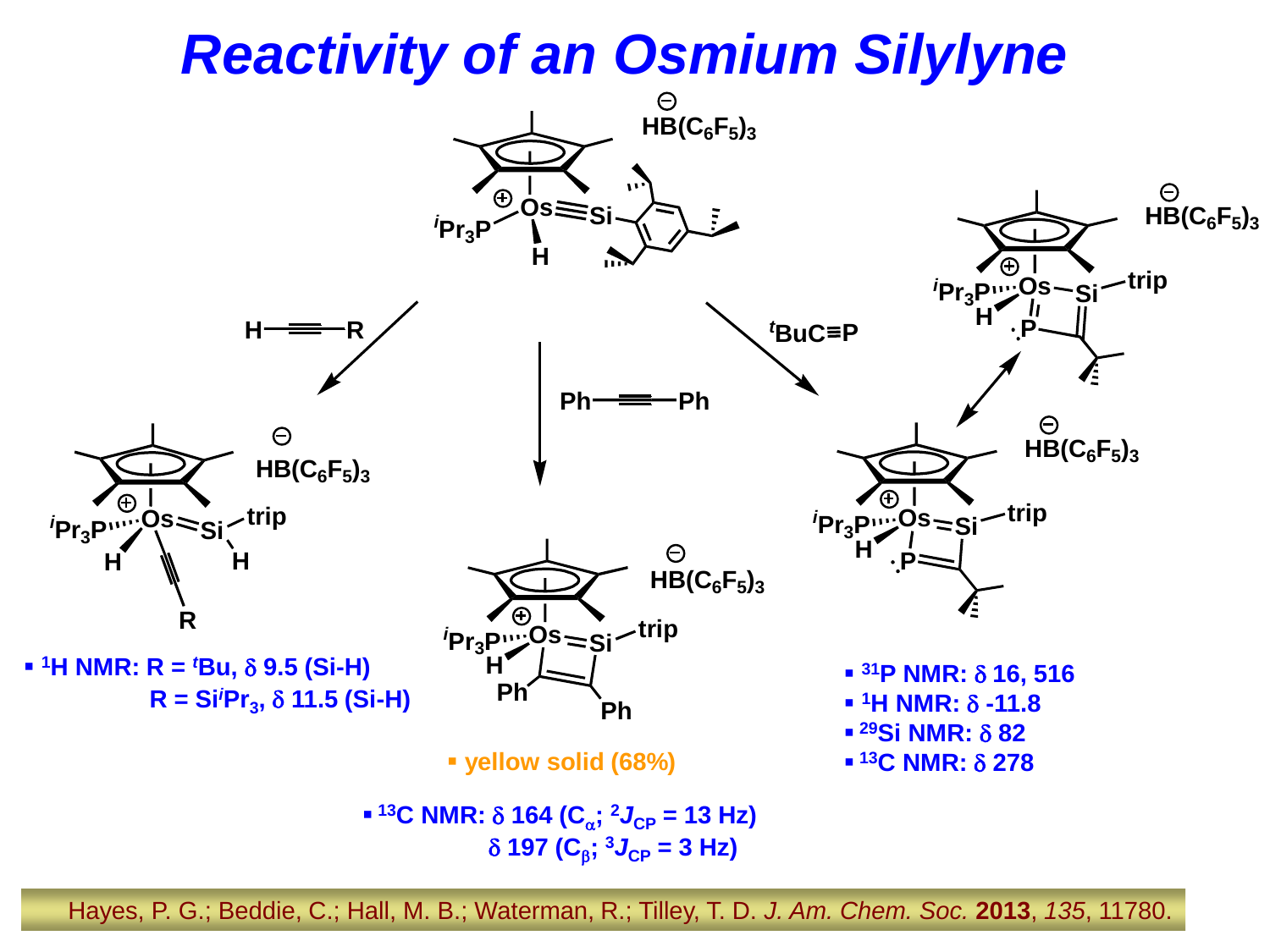# Reactivity of an Osmium Silylyne

$HB(C_6F_5)_3$

H—≡—R

Ph—≡—Ph

$^tBuC{\equiv}P$

- $^1H$ NMR: R = $^tBu$, δ 9.5 (Si-H)
  R = $Si^iPr_3$, δ 11.5 (Si-H)

- yellow solid (68%)

- $^{13}C$ NMR: δ 164 ($C_\alpha$; $^2J_{CP}$ = 13 Hz)
  δ 197 ($C_\beta$; $^3J_{CP}$ = 3 Hz)

- $^{31}P$ NMR: δ 16, 516
- $^1H$ NMR: δ -11.8
- $^{29}Si$ NMR: δ 82
- $^{13}C$ NMR: δ 278

Hayes, P. G.; Beddie, C.; Hall, M. B.; Waterman, R.; Tilley, T. D. *J. Am. Chem. Soc.* **2013**, *135*, 11780.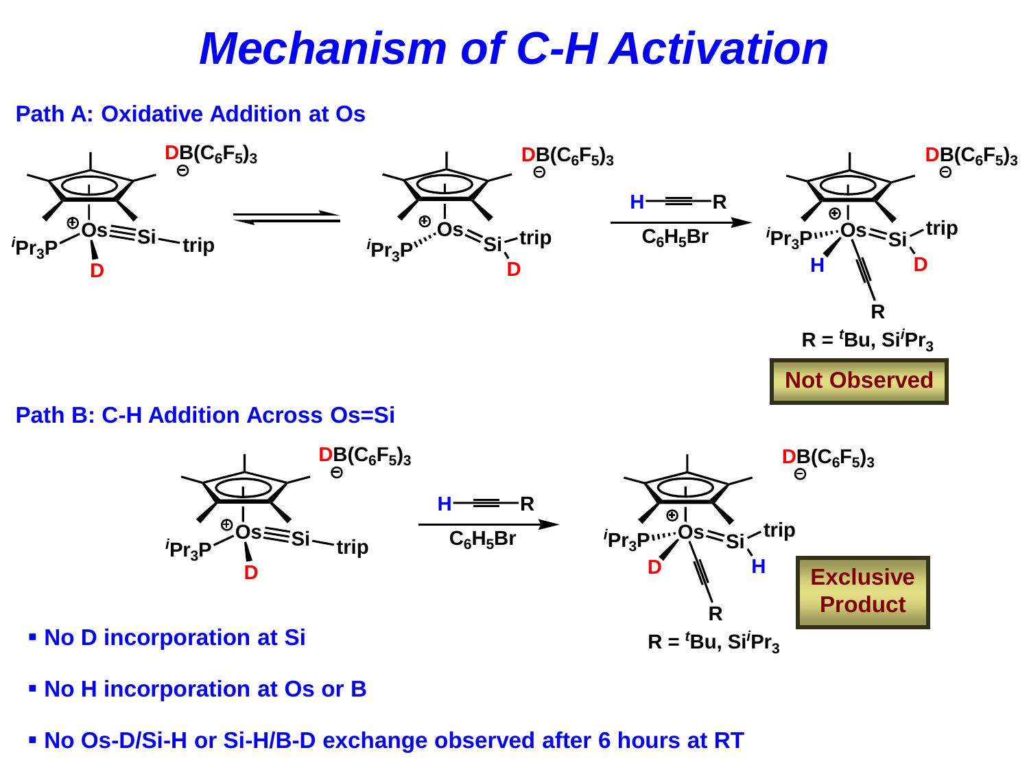# Mechanism of C-H Activation

## Path A: Oxidative Addition at Os

$[Cp^*(^iPr_3P)(D)Os{\equiv}Si{-}trip]^+ [DB(C_6F_5)_3]^-$ ⇌ $[Cp^*(^iPr_3P)Os{=}Si(D)(trip)]^+ [DB(C_6F_5)_3]^-$ $\xrightarrow[C_6H_5Br]{H{\equiv}R}$ $[Cp^*(^iPr_3P)(H)(C{\equiv}CR)Os{=}Si(D)(trip)]^+ [DB(C_6F_5)_3]^-$

R = $^t$Bu, Si$^i$Pr$_3$

**Not Observed**

## Path B: C-H Addition Across Os=Si

$[Cp^*(^iPr_3P)(D)Os{\equiv}Si{-}trip]^+ [DB(C_6F_5)_3]^-$ $\xrightarrow[C_6H_5Br]{H{\equiv}R}$ $[Cp^*(^iPr_3P)(D)(C{\equiv}CR)Os{=}Si(H)(trip)]^+ [DB(C_6F_5)_3]^-$

R = $^t$Bu, Si$^i$Pr$_3$

**Exclusive Product**

- No D incorporation at Si
- No H incorporation at Os or B
- No Os-D/Si-H or Si-H/B-D exchange observed after 6 hours at RT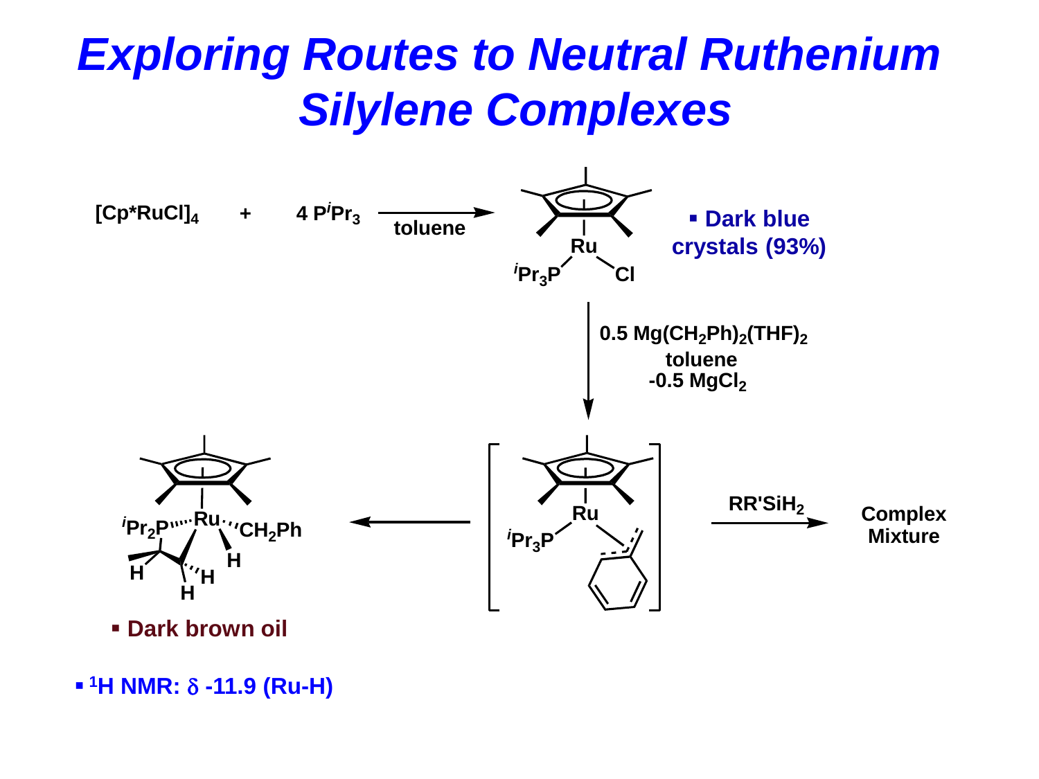# Exploring Routes to Neutral Ruthenium Silylene Complexes

$[Cp^*RuCl]_4$ + 4 $P^iPr_3$ → (toluene)

Ru, $^iPr_3P$, Cl

- Dark blue crystals (93%)

0.5 $Mg(CH_2Ph)_2(THF)_2$
toluene
-0.5 $MgCl_2$

Ru, $^iPr_3P$

$RR'SiH_2$ → Complex Mixture

$^iPr_2P$, Ru, $CH_2Ph$, H, H, H, H

- Dark brown oil

- $^1H$ NMR: $\delta$ -11.9 (Ru-H)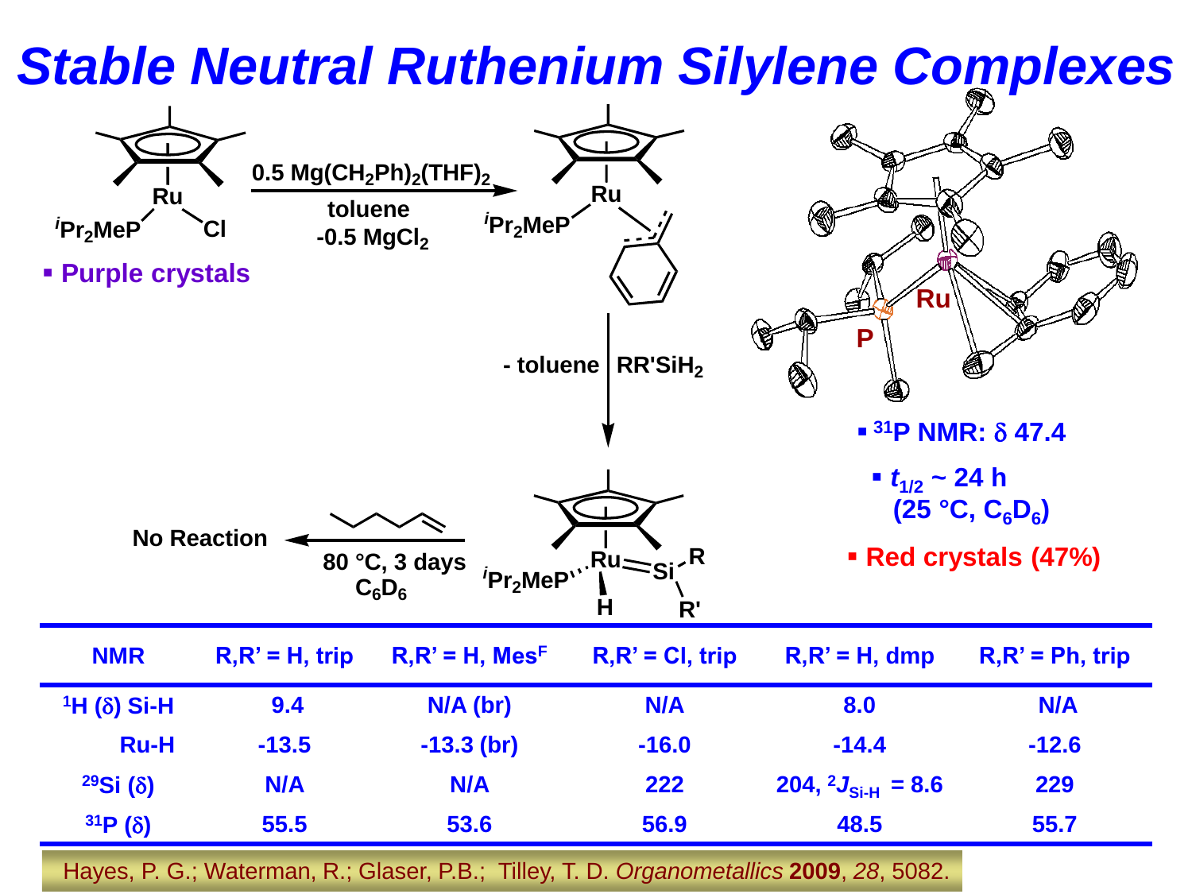# Stable Neutral Ruthenium Silylene Complexes

$Cp^*Ru(P^iPr_2Me)Cl$

- Purple crystals

$0.5\ Mg(CH_2Ph)_2(THF)_2$, toluene, $-0.5\ MgCl_2$

$-$ toluene | $RR'SiH_2$

80 °C, 3 days, $C_6D_6$ — No Reaction

$^iPr_2MeP$ Ru Si R R' H

Ru P

- $^{31}P$ NMR: $\delta$ 47.4
- $t_{1/2}$ ~ 24 h (25 °C, $C_6D_6$)
- Red crystals (47%)

| NMR | R,R' = H, trip | R,R' = H, Mes$^F$ | R,R' = Cl, trip | R,R' = H, dmp | R,R' = Ph, trip |
|---|---|---|---|---|---|
| $^1H$ ($\delta$) Si-H | 9.4 | N/A (br) | N/A | 8.0 | N/A |
| Ru-H | -13.5 | -13.3 (br) | -16.0 | -14.4 | -12.6 |
| $^{29}Si$ ($\delta$) | N/A | N/A | 222 | 204, $^2J_{Si-H}$ = 8.6 | 229 |
| $^{31}P$ ($\delta$) | 55.5 | 53.6 | 56.9 | 48.5 | 55.7 |

Hayes, P. G.; Waterman, R.; Glaser, P.B.; Tilley, T. D. *Organometallics* **2009**, *28*, 5082.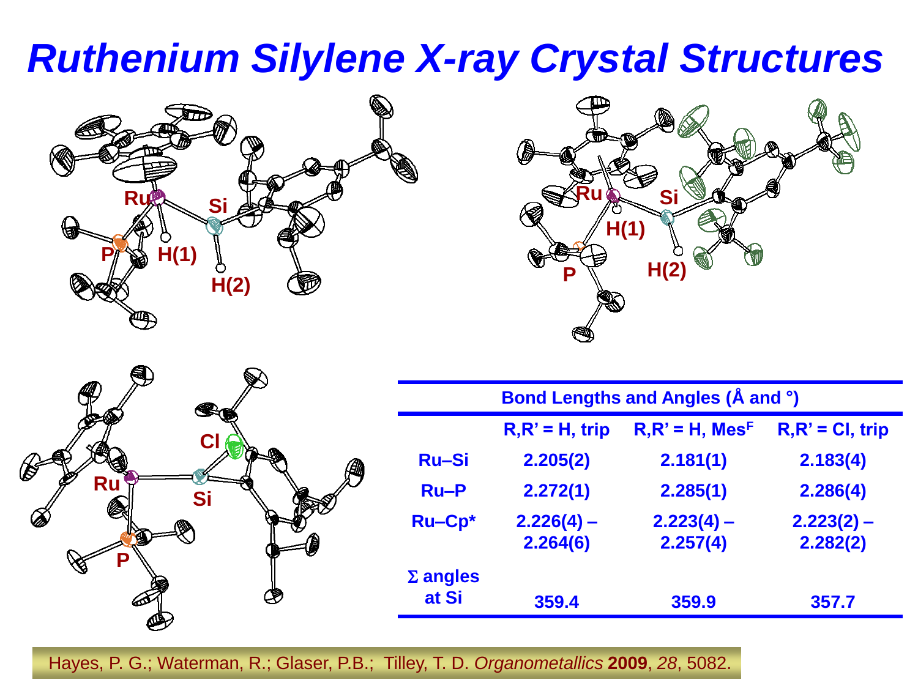# Ruthenium Silylene X-ray Crystal Structures

| Bond Lengths and Angles (Å and °) | | | |
|---|---|---|---|
| | R,R' = H, trip | R,R' = H, Mes$^F$ | R,R' = Cl, trip |
| Ru–Si | 2.205(2) | 2.181(1) | 2.183(4) |
| Ru–P | 2.272(1) | 2.285(1) | 2.286(4) |
| Ru–Cp* | 2.226(4) – 2.264(6) | 2.223(4) – 2.257(4) | 2.223(2) – 2.282(2) |
| Σ angles at Si | 359.4 | 359.9 | 357.7 |

Hayes, P. G.; Waterman, R.; Glaser, P.B.; Tilley, T. D. *Organometallics* **2009**, *28*, 5082.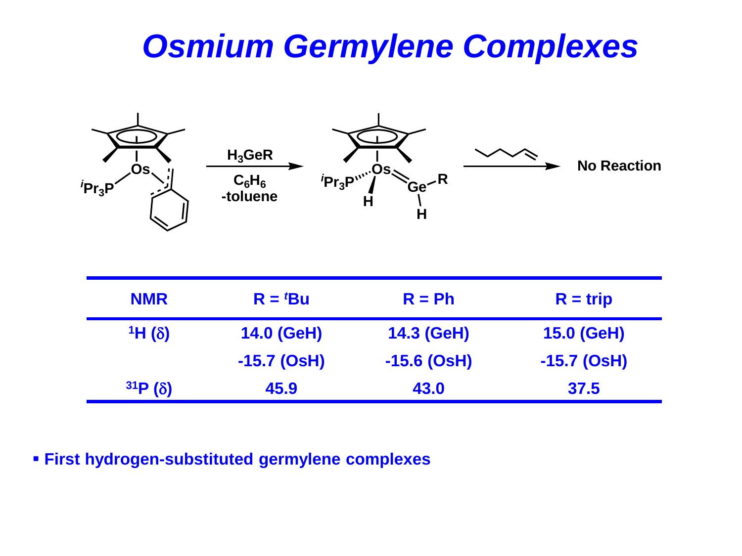# Osmium Germylene Complexes

$H_3GeR$

$C_6H_6$

-toluene

$^iPr_3P$

No Reaction

| NMR | R = $^t$Bu | R = Ph | R = trip |
|---|---|---|---|
| $^1$H (δ) | 14.0 (GeH) | 14.3 (GeH) | 15.0 (GeH) |
| | -15.7 (OsH) | -15.6 (OsH) | -15.7 (OsH) |
| $^{31}$P (δ) | 45.9 | 43.0 | 37.5 |

- **First hydrogen-substituted germylene complexes**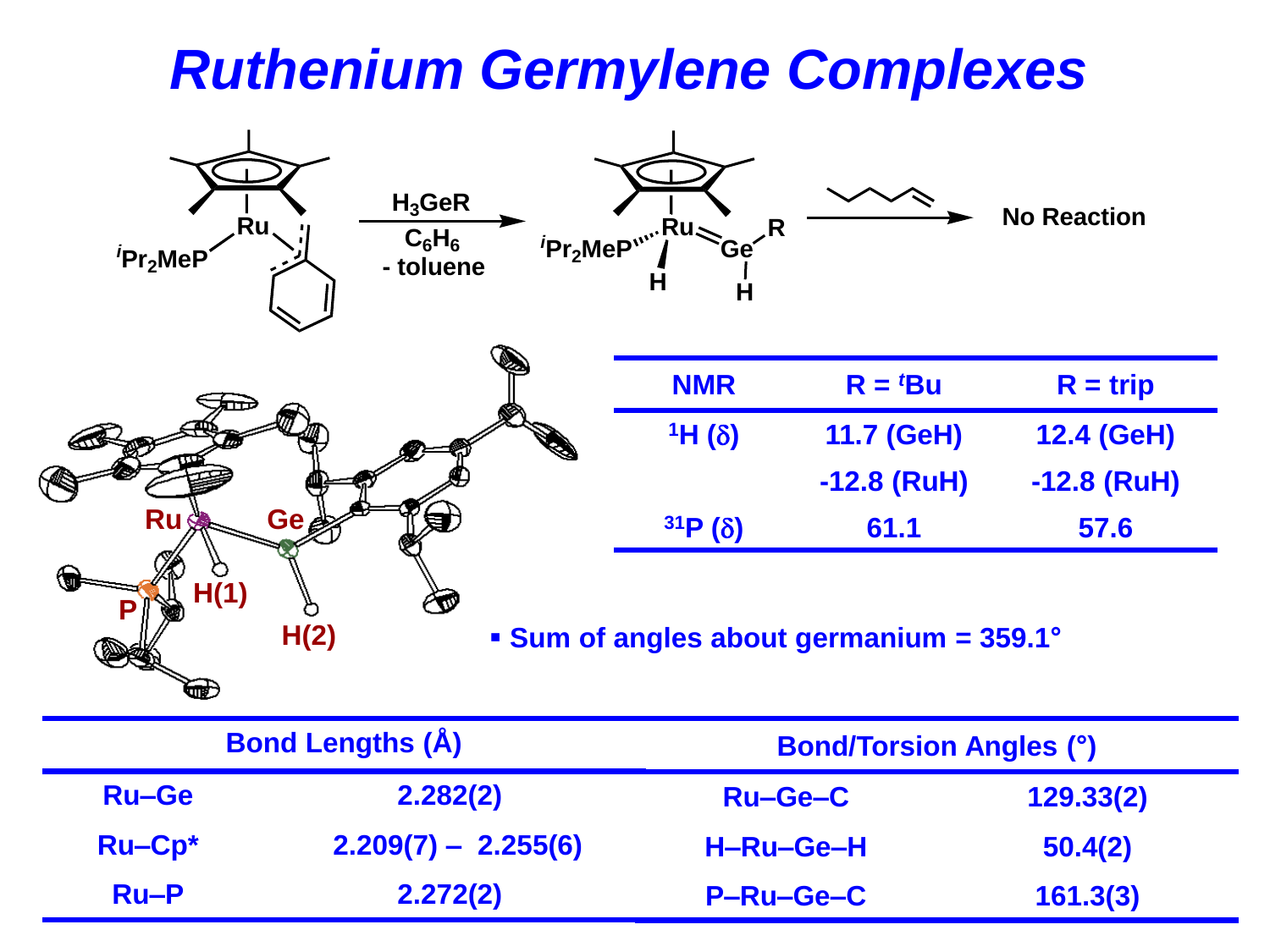# Ruthenium Germylene Complexes

$H_3GeR$, $C_6H_6$, - toluene

$^{i}Pr_2MeP$ ... Ru=Ge(R)H, Ru–H

No Reaction

| NMR | R = $^{t}$Bu | R = trip |
|---|---|---|
| $^{1}H$ (δ) | 11.7 (GeH) | 12.4 (GeH) |
| | -12.8 (RuH) | -12.8 (RuH) |
| $^{31}P$ (δ) | 61.1 | 57.6 |

- Sum of angles about germanium = 359.1°

| Bond Lengths (Å) | | Bond/Torsion Angles (°) | |
|---|---|---|---|
| Ru–Ge | 2.282(2) | Ru–Ge–C | 129.33(2) |
| Ru–Cp* | 2.209(7) – 2.255(6) | H–Ru–Ge–H | 50.4(2) |
| Ru–P | 2.272(2) | P–Ru–Ge–C | 161.3(3) |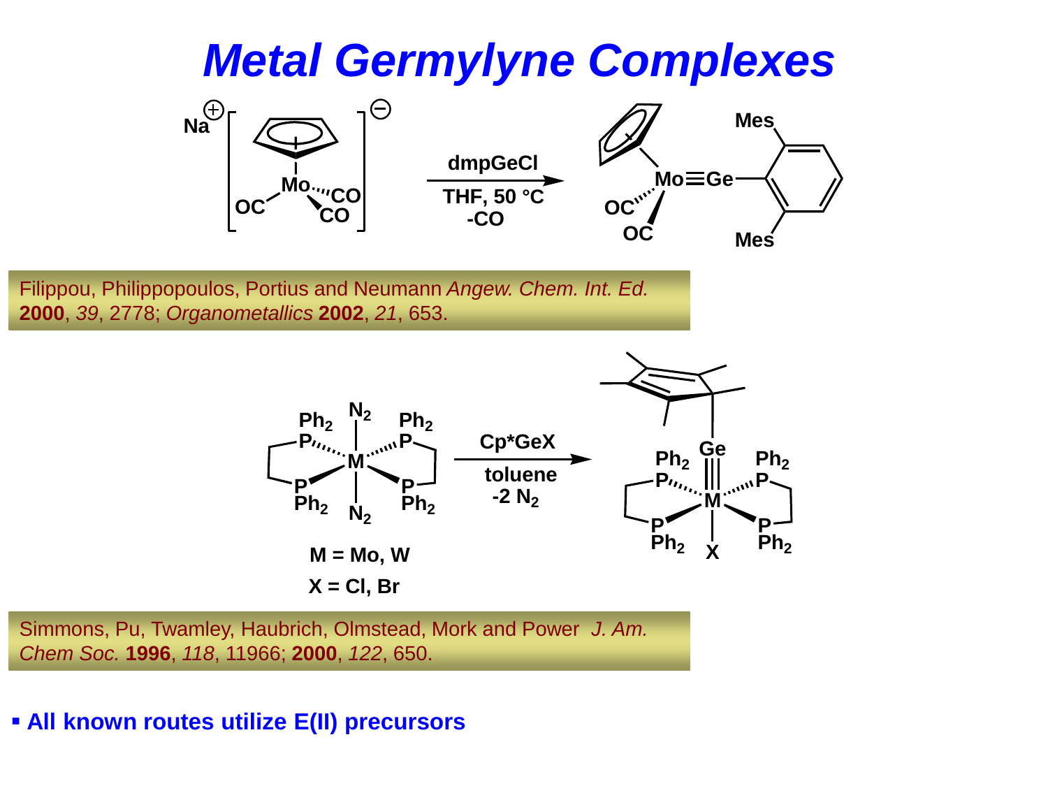# Metal Germylyne Complexes

$Na^{+}[CpMo(CO)_3]^{-}$ —(dmpGeCl; THF, 50 °C; -CO)→ $Cp(CO)_2Mo{\equiv}Ge{-}C_6H_3Mes_2$

Filippou, Philippopoulos, Portius and Neumann *Angew. Chem. Int. Ed.* **2000**, *39*, 2778; *Organometallics* **2002**, *21*, 653.

$trans$-$M(N_2)_2(dppe)_2$ —(Cp*GeX; toluene; $-2\ N_2$)→ $trans$-$X(dppe)_2M{\equiv}Ge{-}Cp^*$

**M = Mo, W**

**X = Cl, Br**

Simmons, Pu, Twamley, Haubrich, Olmstead, Mork and Power *J. Am. Chem Soc.* **1996**, *118*, 11966; **2000**, *122*, 650.

- **All known routes utilize E(II) precursors**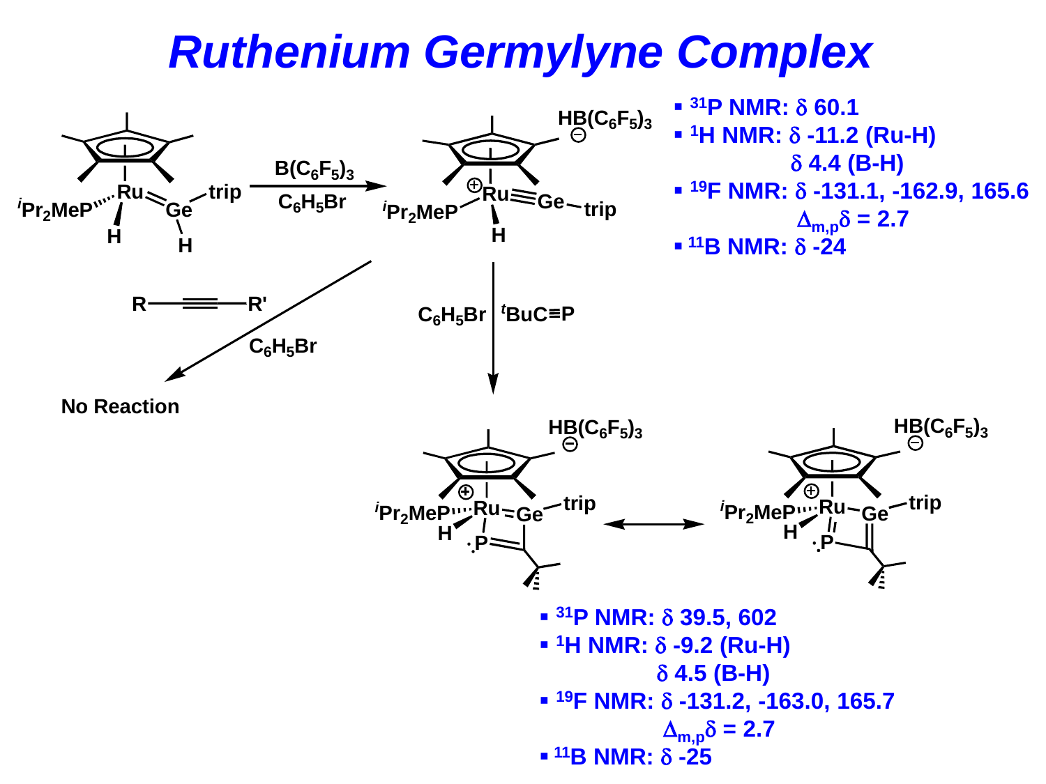# Ruthenium Germylyne Complex

$B(C_6F_5)_3$, $C_6H_5Br$

- $^{31}P$ NMR: δ 60.1
- $^{1}H$ NMR: δ -11.2 (Ru-H)
  δ 4.4 (B-H)
- $^{19}F$ NMR: δ -131.1, -162.9, 165.6
  $\Delta_{m,p}\delta$ = 2.7
- $^{11}B$ NMR: δ -24

R—≡—R', $C_6H_5Br$

No Reaction

$C_6H_5Br$ | $^tBuC{\equiv}P$

- $^{31}P$ NMR: δ 39.5, 602
- $^{1}H$ NMR: δ -9.2 (Ru-H)
  δ 4.5 (B-H)
- $^{19}F$ NMR: δ -131.2, -163.0, 165.7
  $\Delta_{m,p}\delta$ = 2.7
- $^{11}B$ NMR: δ -25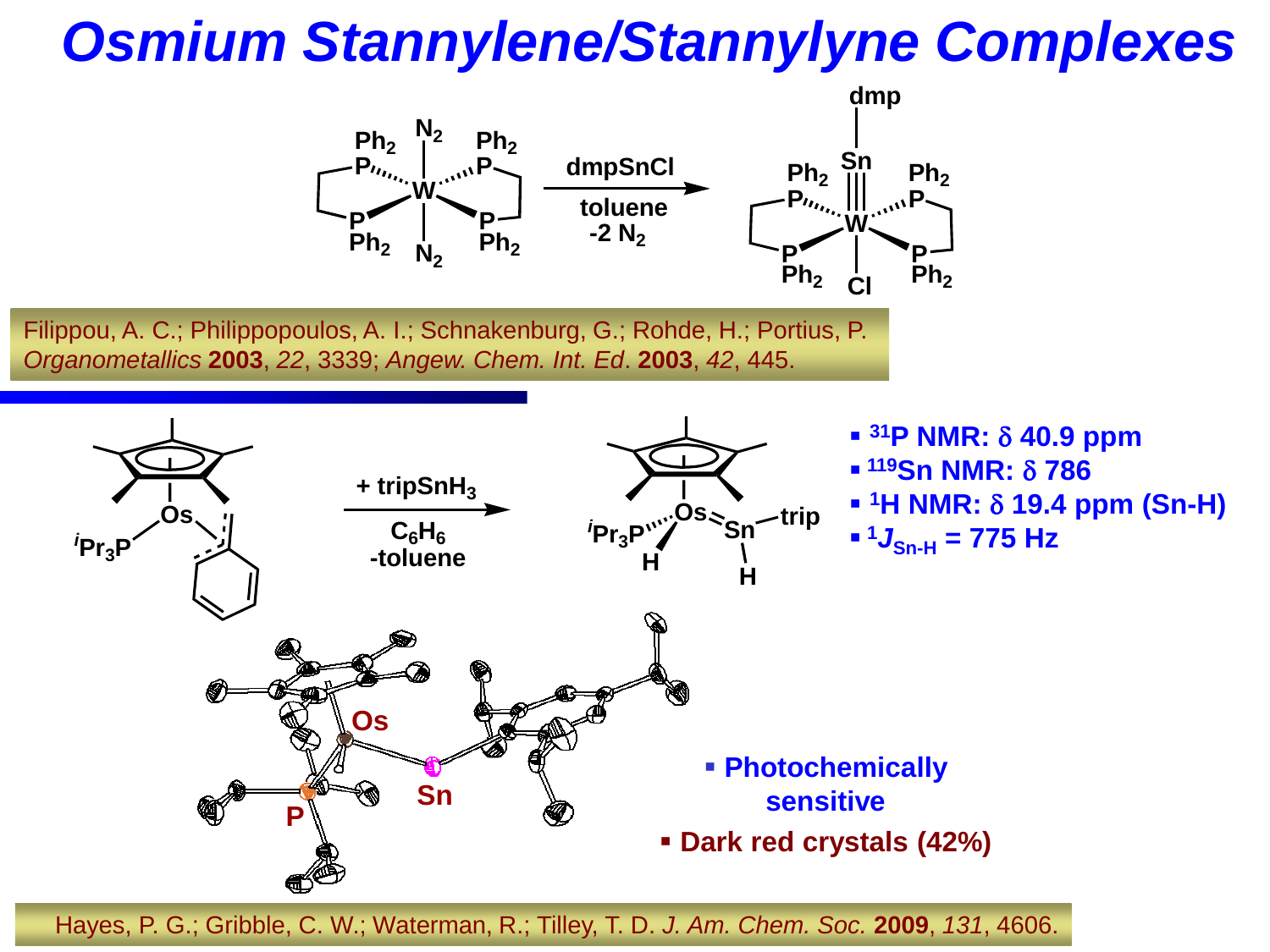# Osmium Stannylene/Stannylyne Complexes

dmpSnCl

toluene

$-2\ N_2$

Filippou, A. C.; Philippopoulos, A. I.; Schnakenburg, G.; Rohde, H.; Portius, P. *Organometallics* **2003**, *22*, 3339; *Angew. Chem. Int. Ed.* **2003**, *42*, 445.

$+\ tripSnH_3$

$C_6H_6$

-toluene

- **$^{31}P$ NMR: δ 40.9 ppm**
- **$^{119}Sn$ NMR: δ 786**
- **$^{1}H$ NMR: δ 19.4 ppm (Sn-H)**
- **$^{1}J_{Sn\text{-}H}$ = 775 Hz**

- **Photochemically sensitive**
- **Dark red crystals (42%)**

Hayes, P. G.; Gribble, C. W.; Waterman, R.; Tilley, T. D. *J. Am. Chem. Soc.* **2009**, *131*, 4606.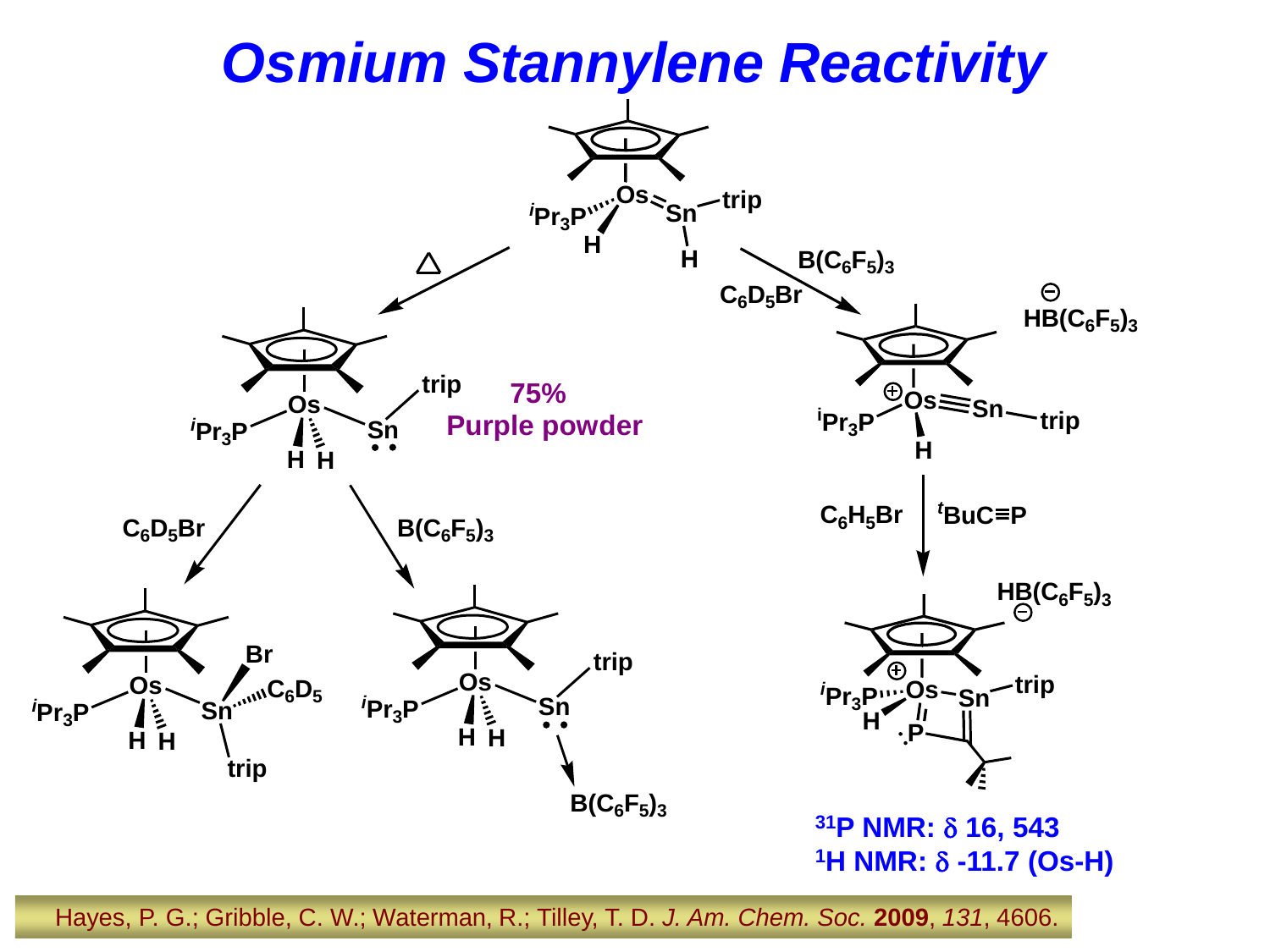# Osmium Stannylene Reactivity

75%
Purple powder

$\Delta$

$B(C_6F_5)_3$
$C_6D_5Br$

$C_6D_5Br$

$B(C_6F_5)_3$

$C_6H_5Br$ $^{t}BuC{\equiv}P$

$^{31}P$ NMR: $\delta$ 16, 543
$^{1}H$ NMR: $\delta$ -11.7 (Os-H)

Hayes, P. G.; Gribble, C. W.; Waterman, R.; Tilley, T. D. *J. Am. Chem. Soc.* **2009**, *131*, 4606.